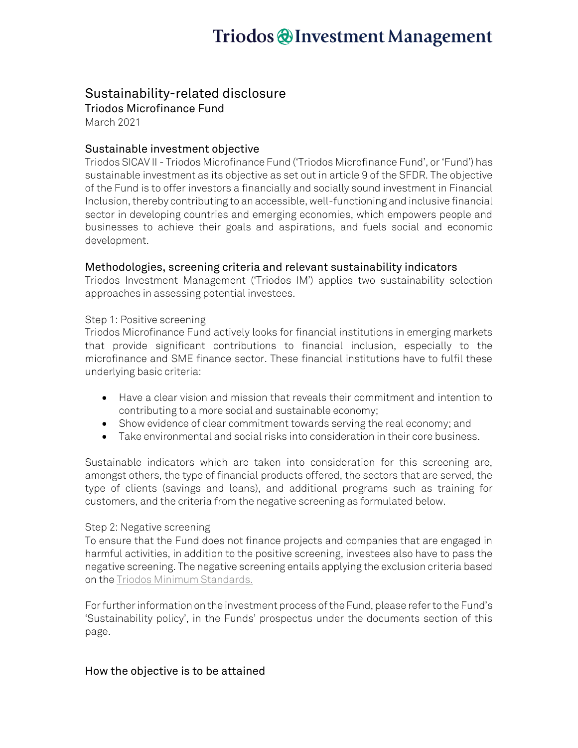# Sustainability-related disclosure

## Triodos Microfinance Fund

March 2021

### Sustainable investment objective

Triodos SICAV II - Triodos Microfinance Fund ('Triodos Microfinance Fund', or 'Fund') has sustainable investment as its objective as set out in article 9 of the SFDR. The objective of the Fund is to offer investors a financially and socially sound investment in Financial Inclusion, thereby contributing to an accessible, well-functioning and inclusive financial sector in developing countries and emerging economies, which empowers people and businesses to achieve their goals and aspirations, and fuels social and economic development.

### Methodologies, screening criteria and relevant sustainability indicators

Triodos Investment Management ('Triodos IM') applies two sustainability selection approaches in assessing potential investees.

Step 1: Positive screening

Triodos Microfinance Fund actively looks for financial institutions in emerging markets that provide significant contributions to financial inclusion, especially to the microfinance and SME finance sector. These financial institutions have to fulfil these underlying basic criteria:

- Have a clear vision and mission that reveals their commitment and intention to contributing to a more social and sustainable economy;
- Show evidence of clear commitment towards serving the real economy; and
- Take environmental and social risks into consideration in their core business.

Sustainable indicators which are taken into consideration for this screening are, amongst others, the type of financial products offered, the sectors that are served, the type of clients (savings and loans), and additional programs such as training for customers, and the criteria from the negative screening as formulated below.

Step 2: Negative screening

To ensure that the Fund does not finance projects and companies that are engaged in harmful activities, in addition to the positive screening, investees also have to pass the negative screening. The negative screening entails applying the exclusion criteria based on the Triodos Minimum Standards.

For further information on the investment process of the Fund, please refer to the Fund's 'Sustainability policy', in the Funds' prospectus under the documents section of this page.

### How the objective is to be attained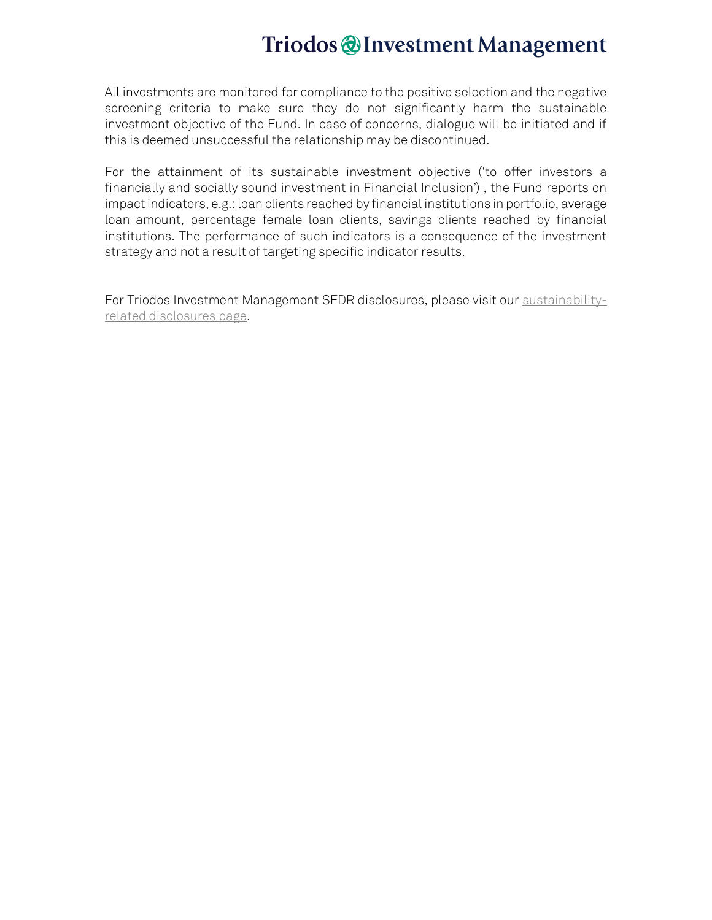All investments are monitored for compliance to the positive selection and the negative screening criteria to make sure they do not significantly harm the sustainable investment objective of the Fund. In case of concerns, dialogue will be initiated and if this is deemed unsuccessful the relationship may be discontinued.

For the attainment of its sustainable investment objective ('to offer investors a financially and socially sound investment in Financial Inclusion') , the Fund reports on impact indicators, e.g.: loan clients reached by financial institutions in portfolio, average loan amount, percentage female loan clients, savings clients reached by financial institutions. The performance of such indicators is a consequence of the investment strategy and not a result of targeting specific indicator results.

For Triodos Investment Management SFDR disclosures, please visit our sustainability-related disclosures page.